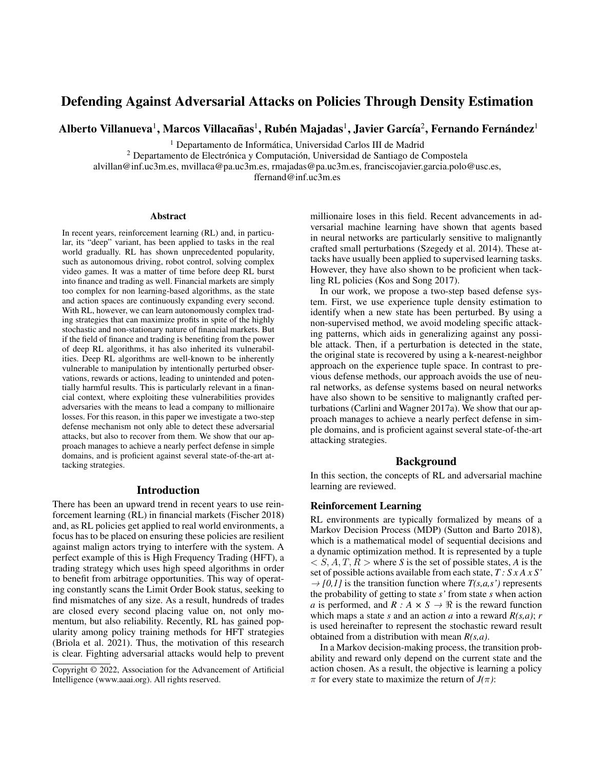# Defending Against Adversarial Attacks on Policies Through Density Estimation

**Alberto Villanueva[1], Marcos Villacañas[1], Rubén Majadas[1], Javier García[2], Fernando Fernández[1]**

[1] Departamento de Informática, Universidad Carlos III de Madrid
[2] Departamento de Electrónica y Computación, Universidad de Santiago de Compostela
alvillan@inf.uc3m.es, mvillaca@pa.uc3m.es, rmajadas@pa.uc3m.es, franciscojavier.garcia.polo@usc.es, ffernand@inf.uc3m.es

## Abstract

In recent years, reinforcement learning (RL) and, in particular, its "deep" variant, has been applied to tasks in the real world gradually. RL has shown unprecedented popularity, such as autonomous driving, robot control, solving complex video games. It was a matter of time before deep RL burst into finance and trading as well. Financial markets are simply too complex for non learning-based algorithms, as the state and action spaces are continuously expanding every second. With RL, however, we can learn autonomously complex trading strategies that can maximize profits in spite of the highly stochastic and non-stationary nature of financial markets. But if the field of finance and trading is benefiting from the power of deep RL algorithms, it has also inherited its vulnerabilities. Deep RL algorithms are well-known to be inherently vulnerable to manipulation by intentionally perturbed observations, rewards or actions, leading to unintended and potentially harmful results. This is particularly relevant in a financial context, where exploiting these vulnerabilities provides adversaries with the means to lead a company to millionaire losses. For this reason, in this paper we investigate a two-step defense mechanism not only able to detect these adversarial attacks, but also to recover from them. We show that our approach manages to achieve a nearly perfect defense in simple domains, and is proficient against several state-of-the-art attacking strategies.

## Introduction

There has been an upward trend in recent years to use reinforcement learning (RL) in financial markets (Fischer 2018) and, as RL policies get applied to real world environments, a focus has to be placed on ensuring these policies are resilient against malign actors trying to interfere with the system. A perfect example of this is High Frequency Trading (HFT), a trading strategy which uses high speed algorithms in order to benefit from arbitrage opportunities. This way of operating constantly scans the Limit Order Book status, seeking to find mismatches of any size. As a result, hundreds of trades are closed every second placing value on, not only momentum, but also reliability. Recently, RL has gained popularity among policy training methods for HFT strategies (Briola et al. 2021). Thus, the motivation of this research is clear. Fighting adversarial attacks would help to prevent millionaire loses in this field. Recent advancements in adversarial machine learning have shown that agents based in neural networks are particularly sensitive to malignantly crafted small perturbations (Szegedy et al. 2014). These attacks have usually been applied to supervised learning tasks. However, they have also shown to be proficient when tackling RL policies (Kos and Song 2017).

In our work, we propose a two-step based defense system. First, we use experience tuple density estimation to identify when a new state has been perturbed. By using a non-supervised method, we avoid modeling specific attacking patterns, which aids in generalizing against any possible attack. Then, if a perturbation is detected in the state, the original state is recovered by using a k-nearest-neighbor approach on the experience tuple space. In contrast to previous defense methods, our approach avoids the use of neural networks, as defense systems based on neural networks have also shown to be sensitive to malignantly crafted perturbations (Carlini and Wagner 2017a). We show that our approach manages to achieve a nearly perfect defense in simple domains, and is proficient against several state-of-the-art attacking strategies.

## Background

In this section, the concepts of RL and adversarial machine learning are reviewed.

### Reinforcement Learning

RL environments are typically formalized by means of a Markov Decision Process (MDP) (Sutton and Barto 2018), which is a mathematical model of sequential decisions and a dynamic optimization method. It is represented by a tuple $< S, A, T, R >$ where *S* is the set of possible states, *A* is the set of possible actions available from each state, $T : S \times A \times S' \rightarrow [0,1]$ is the transition function where $T(s,a,s')$ represents the probability of getting to state *s'* from state *s* when action *a* is performed, and $R : A \times S \rightarrow \Re$ is the reward function which maps a state *s* and an action *a* into a reward $R(s,a)$; *r* is used hereinafter to represent the stochastic reward result obtained from a distribution with mean $R(s,a)$.

In a Markov decision-making process, the transition probability and reward only depend on the current state and the action chosen. As a result, the objective is learning a policy $\pi$ for every state to maximize the return of $J(\pi)$:

Copyright © 2022, Association for the Advancement of Artificial Intelligence (www.aaai.org). All rights reserved.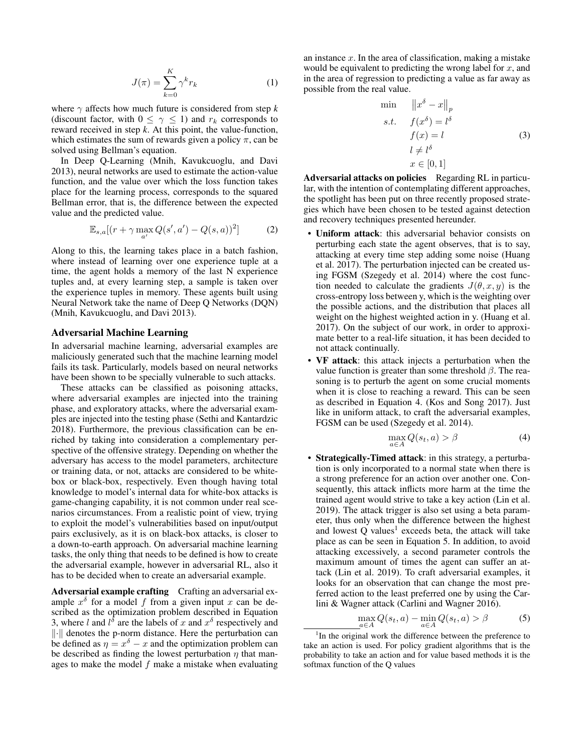$$J(\pi) = \sum_{k=0}^{K} \gamma^k r_k \tag{1}$$

where $\gamma$ affects how much future is considered from step $k$ (discount factor, with $0 \leq \gamma \leq 1$) and $r_k$ corresponds to reward received in step $k$. At this point, the value-function, which estimates the sum of rewards given a policy $\pi$, can be solved using Bellman's equation.

In Deep Q-Learning (Mnih, Kavukcuoglu, and Davi 2013), neural networks are used to estimate the action-value function, and the value over which the loss function takes place for the learning process, corresponds to the squared Bellman error, that is, the difference between the expected value and the predicted value.

$$\mathbb{E}_{s,a}[(r + \gamma \max_{a'} Q(s', a') - Q(s, a))^2] \tag{2}$$

Along to this, the learning takes place in a batch fashion, where instead of learning over one experience tuple at a time, the agent holds a memory of the last N experience tuples and, at every learning step, a sample is taken over the experience tuples in memory. These agents built using Neural Network take the name of Deep Q Networks (DQN) (Mnih, Kavukcuoglu, and Davi 2013).

## Adversarial Machine Learning

In adversarial machine learning, adversarial examples are maliciously generated such that the machine learning model fails its task. Particularly, models based on neural networks have been shown to be specially vulnerable to such attacks.

These attacks can be classified as poisoning attacks, where adversarial examples are injected into the training phase, and exploratory attacks, where the adversarial examples are injected into the testing phase (Sethi and Kantardzic 2018). Furthermore, the previous classification can be enriched by taking into consideration a complementary perspective of the offensive strategy. Depending on whether the adversary has access to the model parameters, architecture or training data, or not, attacks are considered to be white-box or black-box, respectively. Even though having total knowledge to model's internal data for white-box attacks is game-changing capability, it is not common under real scenarios circumstances. From a realistic point of view, trying to exploit the model's vulnerabilities based on input/output pairs exclusively, as it is on black-box attacks, is closer to a down-to-earth approach. On adversarial machine learning tasks, the only thing that needs to be defined is how to create the adversarial example, however in adversarial RL, also it has to be decided when to create an adversarial example.

**Adversarial example crafting** Crafting an adversarial example $x^\delta$ for a model $f$ from a given input $x$ can be described as the optimization problem described in Equation 3, where $l$ and $l^\delta$ are the labels of $x$ and $x^\delta$ respectively and $\|\cdot\|$ denotes the p-norm distance. Here the perturbation can be defined as $\eta = x^\delta - x$ and the optimization problem can be described as finding the lowest perturbation $\eta$ that manages to make the model $f$ make a mistake when evaluating an instance $x$. In the area of classification, making a mistake would be equivalent to predicting the wrong label for $x$, and in the area of regression to predicting a value as far away as possible from the real value.

$$\begin{aligned} \min \quad & \left\| x^\delta - x \right\|_p \\ s.t. \quad & f(x^\delta) = l^\delta \\ & f(x) = l \\ & l \neq l^\delta \\ & x \in [0, 1] \end{aligned} \tag{3}$$

**Adversarial attacks on policies** Regarding RL in particular, with the intention of contemplating different approaches, the spotlight has been put on three recently proposed strategies which have been chosen to be tested against detection and recovery techniques presented hereunder.

- **Uniform attack**: this adversarial behavior consists on perturbing each state the agent observes, that is to say, attacking at every time step adding some noise (Huang et al. 2017). The perturbation injected can be created using FGSM (Szegedy et al. 2014) where the cost function needed to calculate the gradients $J(\theta, x, y)$ is the cross-entropy loss between y, which is the weighting over the possible actions, and the distribution that places all weight on the highest weighted action in y. (Huang et al. 2017). On the subject of our work, in order to approximate better to a real-life situation, it has been decided to not attack continually.
- **VF attack**: this attack injects a perturbation when the value function is greater than some threshold $\beta$. The reasoning is to perturb the agent on some crucial moments when it is close to reaching a reward. This can be seen as described in Equation 4. (Kos and Song 2017). Just like in uniform attack, to craft the adversarial examples, FGSM can be used (Szegedy et al. 2014).

$$\max_{a \in A} Q(s_t, a) > \beta \tag{4}$$

- **Strategically-Timed attack**: in this strategy, a perturbation is only incorporated to a normal state when there is a strong preference for an action over another one. Consequently, this attack inflicts more harm at the time the trained agent would strive to take a key action (Lin et al. 2019). The attack trigger is also set using a beta parameter, thus only when the difference between the highest and lowest Q values[1] exceeds beta, the attack will take place as can be seen in Equation 5. In addition, to avoid attacking excessively, a second parameter controls the maximum amount of times the agent can suffer an attack (Lin et al. 2019). To craft adversarial examples, it looks for an observation that can change the most preferred action to the least preferred one by using the Carlini & Wagner attack (Carlini and Wagner 2016).

$$\max_{a \in A} Q(s_t, a) - \min_{a \in A} Q(s_t, a) > \beta \tag{5}$$

[1] In the original work the difference between the preference to take an action is used. For policy gradient algorithms that is the probability to take an action and for value based methods it is the softmax function of the Q values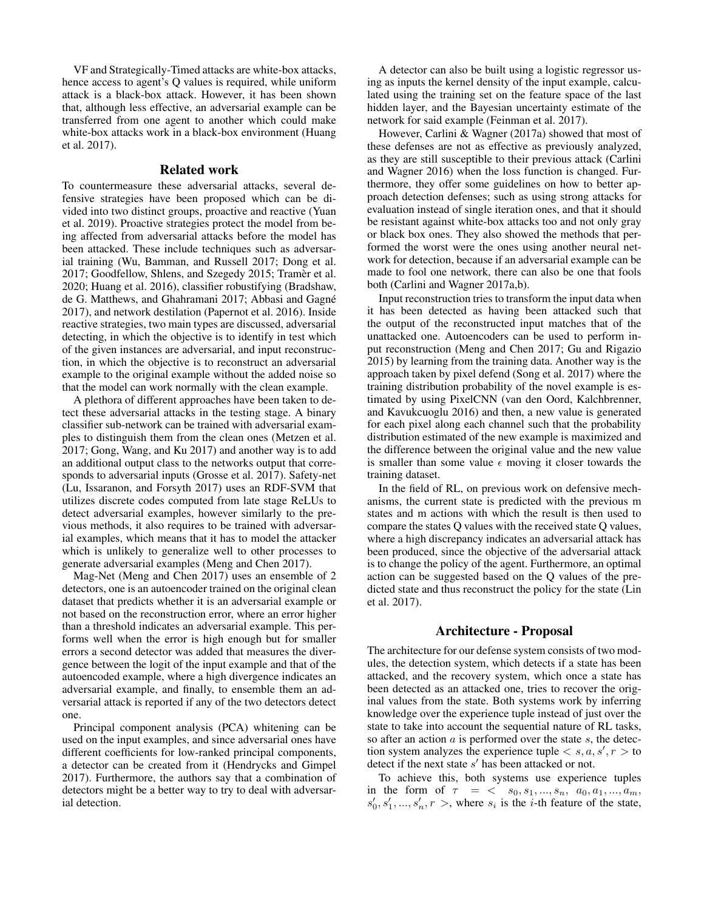VF and Strategically-Timed attacks are white-box attacks, hence access to agent's Q values is required, while uniform attack is a black-box attack. However, it has been shown that, although less effective, an adversarial example can be transferred from one agent to another which could make white-box attacks work in a black-box environment (Huang et al. 2017).

## Related work

To countermeasure these adversarial attacks, several defensive strategies have been proposed which can be divided into two distinct groups, proactive and reactive (Yuan et al. 2019). Proactive strategies protect the model from being affected from adversarial attacks before the model has been attacked. These include techniques such as adversarial training (Wu, Bamman, and Russell 2017; Dong et al. 2017; Goodfellow, Shlens, and Szegedy 2015; Tramèr et al. 2020; Huang et al. 2016), classifier robustifying (Bradshaw, de G. Matthews, and Ghahramani 2017; Abbasi and Gagné 2017), and network destilation (Papernot et al. 2016). Inside reactive strategies, two main types are discussed, adversarial detecting, in which the objective is to identify in test which of the given instances are adversarial, and input reconstruction, in which the objective is to reconstruct an adversarial example to the original example without the added noise so that the model can work normally with the clean example.

A plethora of different approaches have been taken to detect these adversarial attacks in the testing stage. A binary classifier sub-network can be trained with adversarial examples to distinguish them from the clean ones (Metzen et al. 2017; Gong, Wang, and Ku 2017) and another way is to add an additional output class to the networks output that corresponds to adversarial inputs (Grosse et al. 2017). Safety-net (Lu, Issaranon, and Forsyth 2017) uses an RDF-SVM that utilizes discrete codes computed from late stage ReLUs to detect adversarial examples, however similarly to the previous methods, it also requires to be trained with adversarial examples, which means that it has to model the attacker which is unlikely to generalize well to other processes to generate adversarial examples (Meng and Chen 2017).

Mag-Net (Meng and Chen 2017) uses an ensemble of 2 detectors, one is an autoencoder trained on the original clean dataset that predicts whether it is an adversarial example or not based on the reconstruction error, where an error higher than a threshold indicates an adversarial example. This performs well when the error is high enough but for smaller errors a second detector was added that measures the divergence between the logit of the input example and that of the autoencoded example, where a high divergence indicates an adversarial example, and finally, to ensemble them an adversarial attack is reported if any of the two detectors detect one.

Principal component analysis (PCA) whitening can be used on the input examples, and since adversarial ones have different coefficients for low-ranked principal components, a detector can be created from it (Hendrycks and Gimpel 2017). Furthermore, the authors say that a combination of detectors might be a better way to try to deal with adversarial detection.

A detector can also be built using a logistic regressor using as inputs the kernel density of the input example, calculated using the training set on the feature space of the last hidden layer, and the Bayesian uncertainty estimate of the network for said example (Feinman et al. 2017).

However, Carlini & Wagner (2017a) showed that most of these defenses are not as effective as previously analyzed, as they are still susceptible to their previous attack (Carlini and Wagner 2016) when the loss function is changed. Furthermore, they offer some guidelines on how to better approach detection defenses; such as using strong attacks for evaluation instead of single iteration ones, and that it should be resistant against white-box attacks too and not only gray or black box ones. They also showed the methods that performed the worst were the ones using another neural network for detection, because if an adversarial example can be made to fool one network, there can also be one that fools both (Carlini and Wagner 2017a,b).

Input reconstruction tries to transform the input data when it has been detected as having been attacked such that the output of the reconstructed input matches that of the unattacked one. Autoencoders can be used to perform input reconstruction (Meng and Chen 2017; Gu and Rigazio 2015) by learning from the training data. Another way is the approach taken by pixel defend (Song et al. 2017) where the training distribution probability of the novel example is estimated by using PixelCNN (van den Oord, Kalchbrenner, and Kavukcuoglu 2016) and then, a new value is generated for each pixel along each channel such that the probability distribution estimated of the new example is maximized and the difference between the original value and the new value is smaller than some value $\epsilon$ moving it closer towards the training dataset.

In the field of RL, on previous work on defensive mechanisms, the current state is predicted with the previous m states and m actions with which the result is then used to compare the states Q values with the received state Q values, where a high discrepancy indicates an adversarial attack has been produced, since the objective of the adversarial attack is to change the policy of the agent. Furthermore, an optimal action can be suggested based on the Q values of the predicted state and thus reconstruct the policy for the state (Lin et al. 2017).

## Architecture - Proposal

The architecture for our defense system consists of two modules, the detection system, which detects if a state has been attacked, and the recovery system, which once a state has been detected as an attacked one, tries to recover the original values from the state. Both systems work by inferring knowledge over the experience tuple instead of just over the state to take into account the sequential nature of RL tasks, so after an action $a$ is performed over the state $s$, the detection system analyzes the experience tuple $< s, a, s', r >$ to detect if the next state $s'$ has been attacked or not.

To achieve this, both systems use experience tuples in the form of $\tau = < s_0, s_1, ..., s_n, a_0, a_1, ..., a_m, s'_0, s'_1, ..., s'_n, r >$, where $s_i$ is the $i$-th feature of the state,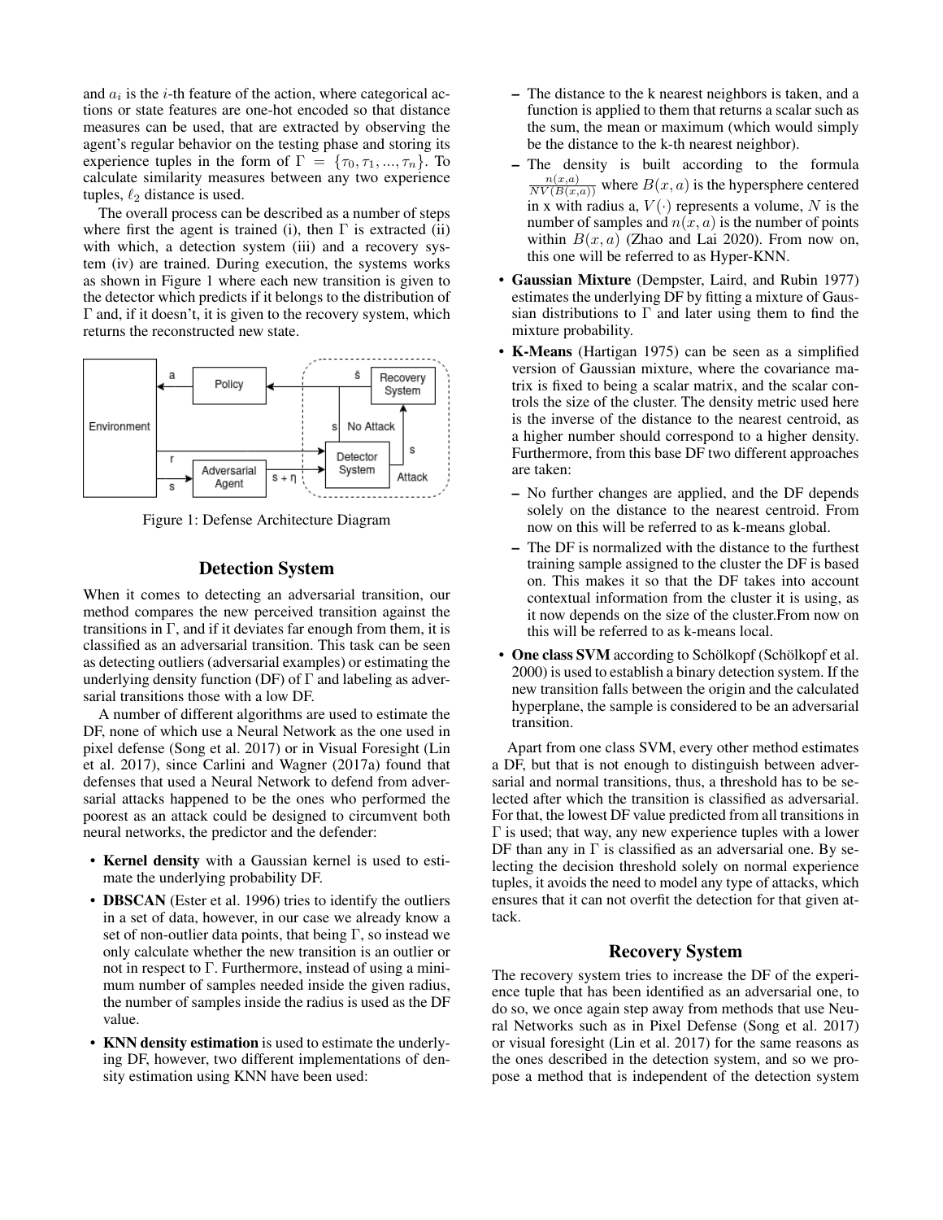and $a_i$ is the $i$-th feature of the action, where categorical actions or state features are one-hot encoded so that distance measures can be used, that are extracted by observing the agent's regular behavior on the testing phase and storing its experience tuples in the form of $\Gamma = \{\tau_0, \tau_1, ..., \tau_n\}$. To calculate similarity measures between any two experience tuples, $\ell_2$ distance is used.

The overall process can be described as a number of steps where first the agent is trained (i), then $\Gamma$ is extracted (ii) with which, a detection system (iii) and a recovery system (iv) are trained. During execution, the systems works as shown in Figure 1 where each new transition is given to the detector which predicts if it belongs to the distribution of $\Gamma$ and, if it doesn't, it is given to the recovery system, which returns the reconstructed new state.

Figure 1: Defense Architecture Diagram

## Detection System

When it comes to detecting an adversarial transition, our method compares the new perceived transition against the transitions in $\Gamma$, and if it deviates far enough from them, it is classified as an adversarial transition. This task can be seen as detecting outliers (adversarial examples) or estimating the underlying density function (DF) of $\Gamma$ and labeling as adversarial transitions those with a low DF.

A number of different algorithms are used to estimate the DF, none of which use a Neural Network as the one used in pixel defense (Song et al. 2017) or in Visual Foresight (Lin et al. 2017), since Carlini and Wagner (2017a) found that defenses that used a Neural Network to defend from adversarial attacks happened to be the ones who performed the poorest as an attack could be designed to circumvent both neural networks, the predictor and the defender:

- **Kernel density** with a Gaussian kernel is used to estimate the underlying probability DF.
- **DBSCAN** (Ester et al. 1996) tries to identify the outliers in a set of data, however, in our case we already know a set of non-outlier data points, that being $\Gamma$, so instead we only calculate whether the new transition is an outlier or not in respect to $\Gamma$. Furthermore, instead of using a minimum number of samples needed inside the given radius, the number of samples inside the radius is used as the DF value.
- **KNN density estimation** is used to estimate the underlying DF, however, two different implementations of density estimation using KNN have been used:
  - The distance to the k nearest neighbors is taken, and a function is applied to them that returns a scalar such as the sum, the mean or maximum (which would simply be the distance to the k-th nearest neighbor).
  - The density is built according to the formula $\frac{n(x,a)}{NV(B(x,a))}$ where $B(x, a)$ is the hypersphere centered in x with radius a, $V(\cdot)$ represents a volume, $N$ is the number of samples and $n(x, a)$ is the number of points within $B(x, a)$ (Zhao and Lai 2020). From now on, this one will be referred to as Hyper-KNN.
- **Gaussian Mixture** (Dempster, Laird, and Rubin 1977) estimates the underlying DF by fitting a mixture of Gaussian distributions to $\Gamma$ and later using them to find the mixture probability.
- **K-Means** (Hartigan 1975) can be seen as a simplified version of Gaussian mixture, where the covariance matrix is fixed to being a scalar matrix, and the scalar controls the size of the cluster. The density metric used here is the inverse of the distance to the nearest centroid, as a higher number should correspond to a higher density. Furthermore, from this base DF two different approaches are taken:
  - No further changes are applied, and the DF depends solely on the distance to the nearest centroid. From now on this will be referred to as k-means global.
  - The DF is normalized with the distance to the furthest training sample assigned to the cluster the DF is based on. This makes it so that the DF takes into account contextual information from the cluster it is using, as it now depends on the size of the cluster.From now on this will be referred to as k-means local.
- **One class SVM** according to Schölkopf (Schölkopf et al. 2000) is used to establish a binary detection system. If the new transition falls between the origin and the calculated hyperplane, the sample is considered to be an adversarial transition.

Apart from one class SVM, every other method estimates a DF, but that is not enough to distinguish between adversarial and normal transitions, thus, a threshold has to be selected after which the transition is classified as adversarial. For that, the lowest DF value predicted from all transitions in $\Gamma$ is used; that way, any new experience tuples with a lower DF than any in $\Gamma$ is classified as an adversarial one. By selecting the decision threshold solely on normal experience tuples, it avoids the need to model any type of attacks, which ensures that it can not overfit the detection for that given attack.

## Recovery System

The recovery system tries to increase the DF of the experience tuple that has been identified as an adversarial one, to do so, we once again step away from methods that use Neural Networks such as in Pixel Defense (Song et al. 2017) or visual foresight (Lin et al. 2017) for the same reasons as the ones described in the detection system, and so we propose a method that is independent of the detection system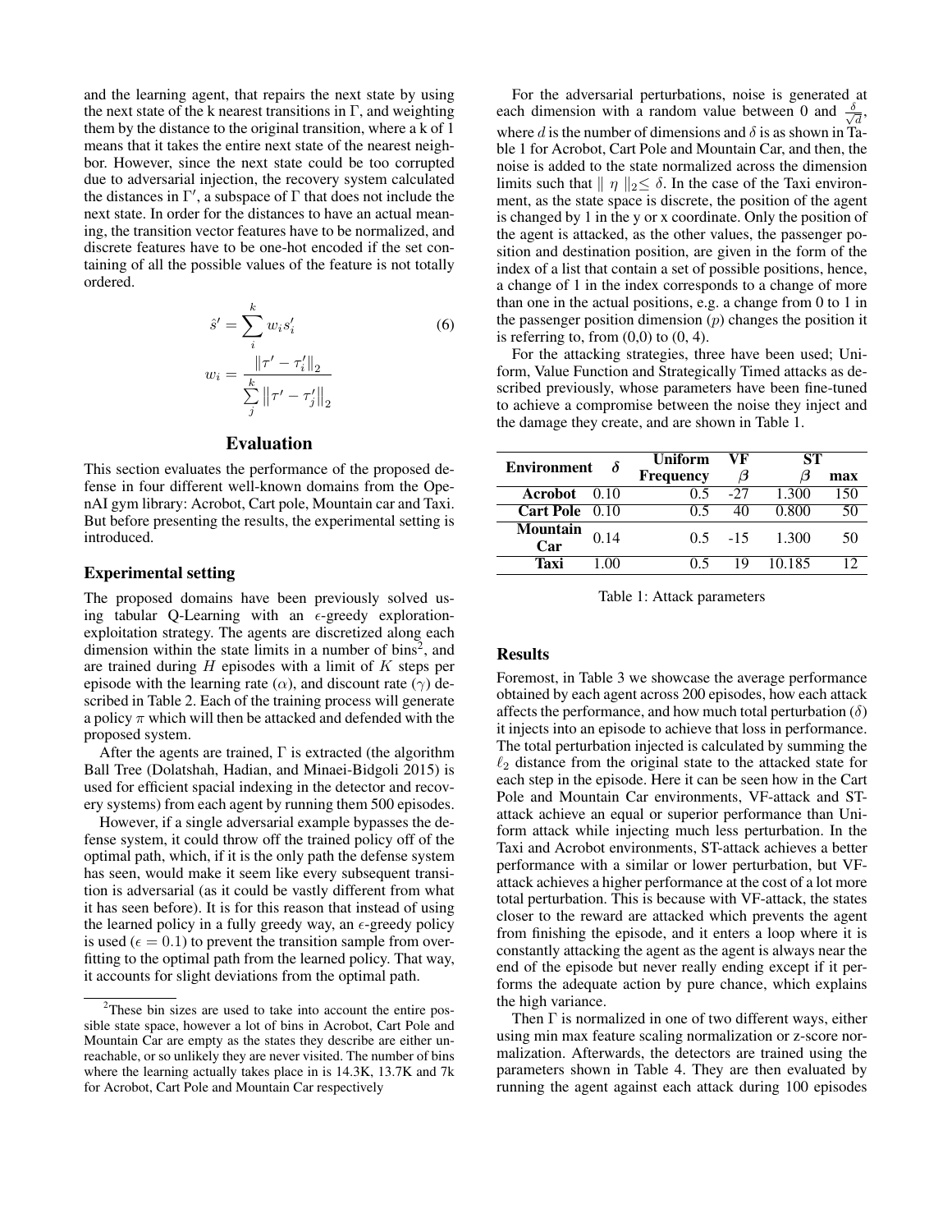and the learning agent, that repairs the next state by using the next state of the k nearest transitions in $\Gamma$, and weighting them by the distance to the original transition, where a k of 1 means that it takes the entire next state of the nearest neighbor. However, since the next state could be too corrupted due to adversarial injection, the recovery system calculated the distances in $\Gamma'$, a subspace of $\Gamma$ that does not include the next state. In order for the distances to have an actual meaning, the transition vector features have to be normalized, and discrete features have to be one-hot encoded if the set containing of all the possible values of the feature is not totally ordered.

$$\hat{s}' = \sum_{i}^{k} w_i s_i' \tag{6}$$

$$w_i = \frac{\|\tau' - \tau_i'\|_2}{\sum_{j}^{k} \|\tau' - \tau_j'\|_2}$$

## Evaluation

This section evaluates the performance of the proposed defense in four different well-known domains from the OpenAI gym library: Acrobot, Cart pole, Mountain car and Taxi. But before presenting the results, the experimental setting is introduced.

### Experimental setting

The proposed domains have been previously solved using tabular Q-Learning with an $\epsilon$-greedy exploration-exploitation strategy. The agents are discretized along each dimension within the state limits in a number of bins[2], and are trained during $H$ episodes with a limit of $K$ steps per episode with the learning rate ($\alpha$), and discount rate ($\gamma$) described in Table 2. Each of the training process will generate a policy $\pi$ which will then be attacked and defended with the proposed system.

After the agents are trained, $\Gamma$ is extracted (the algorithm Ball Tree (Dolatshah, Hadian, and Minaei-Bidgoli 2015) is used for efficient spacial indexing in the detector and recovery systems) from each agent by running them 500 episodes.

However, if a single adversarial example bypasses the defense system, it could throw off the trained policy off of the optimal path, which, if it is the only path the defense system has seen, would make it seem like every subsequent transition is adversarial (as it could be vastly different from what it has seen before). It is for this reason that instead of using the learned policy in a fully greedy way, an $\epsilon$-greedy policy is used ($\epsilon = 0.1$) to prevent the transition sample from overfitting to the optimal path from the learned policy. That way, it accounts for slight deviations from the optimal path.

[2] These bin sizes are used to take into account the entire possible state space, however a lot of bins in Acrobot, Cart Pole and Mountain Car are empty as the states they describe are either unreachable, or so unlikely they are never visited. The number of bins where the learning actually takes place in is 14.3K, 13.7K and 7k for Acrobot, Cart Pole and Mountain Car respectively

For the adversarial perturbations, noise is generated at each dimension with a random value between 0 and $\frac{\delta}{\sqrt{d}}$, where $d$ is the number of dimensions and $\delta$ is as shown in Table 1 for Acrobot, Cart Pole and Mountain Car, and then, the noise is added to the state normalized across the dimension limits such that $\| \eta \|_2 \leq \delta$. In the case of the Taxi environment, as the state space is discrete, the position of the agent is changed by 1 in the y or x coordinate. Only the position of the agent is attacked, as the other values, the passenger position and destination position, are given in the form of the index of a list that contain a set of possible positions, hence, a change of 1 in the index corresponds to a change of more than one in the actual positions, e.g. a change from 0 to 1 in the passenger position dimension ($p$) changes the position it is referring to, from (0,0) to (0, 4).

For the attacking strategies, three have been used; Uniform, Value Function and Strategically Timed attacks as described previously, whose parameters have been fine-tuned to achieve a compromise between the noise they inject and the damage they create, and are shown in Table 1.

| Environment | $\delta$ | Uniform | VF | ST | |
|---|---|---|---|---|---|
| | | Frequency | $\beta$ | $\beta$ | max |
| Acrobot | 0.10 | 0.5 | -27 | 1.300 | 150 |
| Cart Pole | 0.10 | 0.5 | 40 | 0.800 | 50 |
| Mountain Car | 0.14 | 0.5 | -15 | 1.300 | 50 |
| Taxi | 1.00 | 0.5 | 19 | 10.185 | 12 |

Table 1: Attack parameters

### Results

Foremost, in Table 3 we showcase the average performance obtained by each agent across 200 episodes, how each attack affects the performance, and how much total perturbation ($\delta$) it injects into an episode to achieve that loss in performance. The total perturbation injected is calculated by summing the $\ell_2$ distance from the original state to the attacked state for each step in the episode. Here it can be seen how in the Cart Pole and Mountain Car environments, VF-attack and ST-attack achieve an equal or superior performance than Uniform attack while injecting much less perturbation. In the Taxi and Acrobot environments, ST-attack achieves a better performance with a similar or lower perturbation, but VF-attack achieves a higher performance at the cost of a lot more total perturbation. This is because with VF-attack, the states closer to the reward are attacked which prevents the agent from finishing the episode, and it enters a loop where it is constantly attacking the agent as the agent is always near the end of the episode but never really ending except if it performs the adequate action by pure chance, which explains the high variance.

Then $\Gamma$ is normalized in one of two different ways, either using min max feature scaling normalization or z-score normalization. Afterwards, the detectors are trained using the parameters shown in Table 4. They are then evaluated by running the agent against each attack during 100 episodes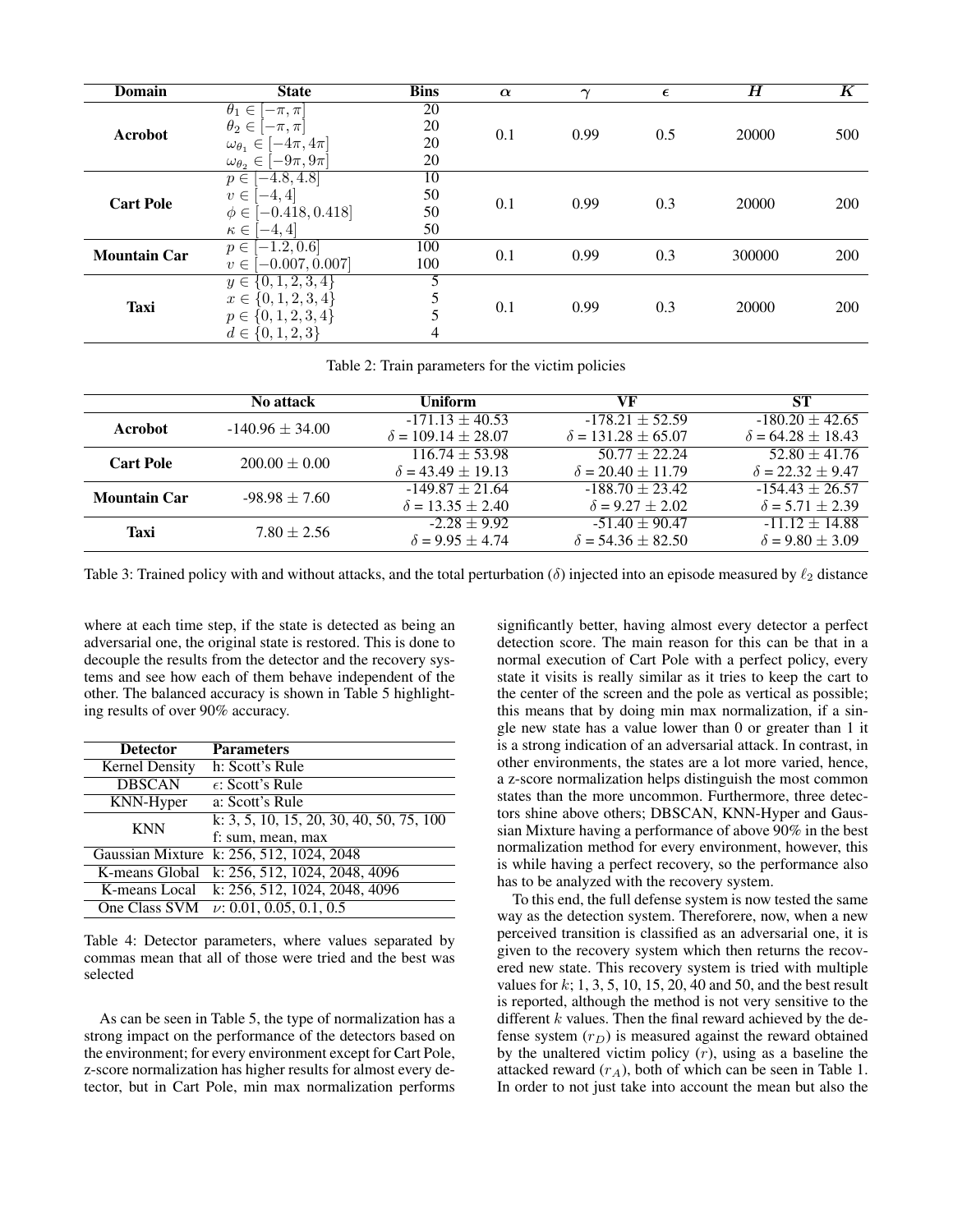| Domain | State | Bins | $\alpha$ | $\gamma$ | $\epsilon$ | $H$ | $K$ |
|---|---|---|---|---|---|---|---|
| **Acrobot** | $\theta_1 \in [-\pi, \pi]$ | 20 | 0.1 | 0.99 | 0.5 | 20000 | 500 |
| | $\theta_2 \in [-\pi, \pi]$ | 20 | | | | | |
| | $\omega_{\theta_1} \in [-4\pi, 4\pi]$ | 20 | | | | | |
| | $\omega_{\theta_2} \in [-9\pi, 9\pi]$ | 20 | | | | | |
| **Cart Pole** | $p \in [-4.8, 4.8]$ | 10 | 0.1 | 0.99 | 0.3 | 20000 | 200 |
| | $v \in [-4, 4]$ | 50 | | | | | |
| | $\phi \in [-0.418, 0.418]$ | 50 | | | | | |
| | $\kappa \in [-4, 4]$ | 50 | | | | | |
| **Mountain Car** | $p \in [-1.2, 0.6]$ | 100 | 0.1 | 0.99 | 0.3 | 300000 | 200 |
| | $v \in [-0.007, 0.007]$ | 100 | | | | | |
| **Taxi** | $y \in \{0, 1, 2, 3, 4\}$ | 5 | 0.1 | 0.99 | 0.3 | 20000 | 200 |
| | $x \in \{0, 1, 2, 3, 4\}$ | 5 | | | | | |
| | $p \in \{0, 1, 2, 3, 4\}$ | 5 | | | | | |
| | $d \in \{0, 1, 2, 3\}$ | 4 | | | | | |

Table 2: Train parameters for the victim policies

| | No attack | Uniform | VF | ST |
|---|---|---|---|---|
| **Acrobot** | -140.96 ± 34.00 | -171.13 ± 40.53 | -178.21 ± 52.59 | -180.20 ± 42.65 |
| | | $\delta$ = 109.14 ± 28.07 | $\delta$ = 131.28 ± 65.07 | $\delta$ = 64.28 ± 18.43 |
| **Cart Pole** | 200.00 ± 0.00 | 116.74 ± 53.98 | 50.77 ± 22.24 | 52.80 ± 41.76 |
| | | $\delta$ = 43.49 ± 19.13 | $\delta$ = 20.40 ± 11.79 | $\delta$ = 22.32 ± 9.47 |
| **Mountain Car** | -98.98 ± 7.60 | -149.87 ± 21.64 | -188.70 ± 23.42 | -154.43 ± 26.57 |
| | | $\delta$ = 13.35 ± 2.40 | $\delta$ = 9.27 ± 2.02 | $\delta$ = 5.71 ± 2.39 |
| **Taxi** | 7.80 ± 2.56 | -2.28 ± 9.92 | -51.40 ± 90.47 | -11.12 ± 14.88 |
| | | $\delta$ = 9.95 ± 4.74 | $\delta$ = 54.36 ± 82.50 | $\delta$ = 9.80 ± 3.09 |

Table 3: Trained policy with and without attacks, and the total perturbation ($\delta$) injected into an episode measured by $\ell_2$ distance

where at each time step, if the state is detected as being an adversarial one, the original state is restored. This is done to decouple the results from the detector and the recovery systems and see how each of them behave independent of the other. The balanced accuracy is shown in Table 5 highlighting results of over 90% accuracy.

| Detector | Parameters |
|---|---|
| Kernel Density | h: Scott's Rule |
| DBSCAN | $\epsilon$: Scott's Rule |
| KNN-Hyper | a: Scott's Rule |
| KNN | k: 3, 5, 10, 15, 20, 30, 40, 50, 75, 100 <br> f: sum, mean, max |
| Gaussian Mixture | k: 256, 512, 1024, 2048 |
| K-means Global | k: 256, 512, 1024, 2048, 4096 |
| K-means Local | k: 256, 512, 1024, 2048, 4096 |
| One Class SVM | $\nu$: 0.01, 0.05, 0.1, 0.5 |

Table 4: Detector parameters, where values separated by commas mean that all of those were tried and the best was selected

As can be seen in Table 5, the type of normalization has a strong impact on the performance of the detectors based on the environment; for every environment except for Cart Pole, z-score normalization has higher results for almost every detector, but in Cart Pole, min max normalization performs significantly better, having almost every detector a perfect detection score. The main reason for this can be that in a normal execution of Cart Pole with a perfect policy, every state it visits is really similar as it tries to keep the cart to the center of the screen and the pole as vertical as possible; this means that by doing min max normalization, if a single new state has a value lower than 0 or greater than 1 it is a strong indication of an adversarial attack. In contrast, in other environments, the states are a lot more varied, hence, a z-score normalization helps distinguish the most common states than the more uncommon. Furthermore, three detectors shine above others; DBSCAN, KNN-Hyper and Gaussian Mixture having a performance of above 90% in the best normalization method for every environment, however, this is while having a perfect recovery, so the performance also has to be analyzed with the recovery system.

To this end, the full defense system is now tested the same way as the detection system. Thereforere, now, when a new perceived transition is classified as an adversarial one, it is given to the recovery system which then returns the recovered new state. This recovery system is tried with multiple values for $k$; 1, 3, 5, 10, 15, 20, 40 and 50, and the best result is reported, although the method is not very sensitive to the different $k$ values. Then the final reward achieved by the defense system ($r_D$) is measured against the reward obtained by the unaltered victim policy ($r$), using as a baseline the attacked reward ($r_A$), both of which can be seen in Table 1. In order to not just take into account the mean but also the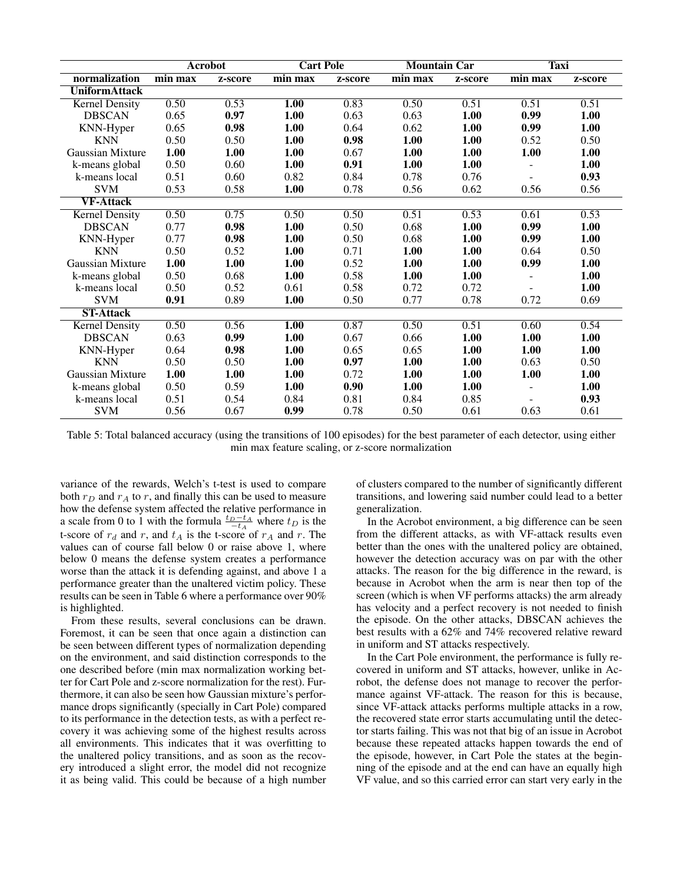| | Acrobot | | Cart Pole | | Mountain Car | | Taxi | |
|---|---|---|---|---|---|---|---|---|
| **normalization** | **min max** | **z-score** | **min max** | **z-score** | **min max** | **z-score** | **min max** | **z-score** |
| **UniformAttack** | | | | | | | | |
| Kernel Density | 0.50 | 0.53 | **1.00** | 0.83 | 0.50 | 0.51 | 0.51 | 0.51 |
| DBSCAN | 0.65 | **0.97** | **1.00** | 0.63 | 0.63 | **1.00** | **0.99** | **1.00** |
| KNN-Hyper | 0.65 | **0.98** | **1.00** | 0.64 | 0.62 | **1.00** | **0.99** | **1.00** |
| KNN | 0.50 | 0.50 | **1.00** | **0.98** | **1.00** | **1.00** | 0.52 | 0.50 |
| Gaussian Mixture | **1.00** | **1.00** | **1.00** | 0.67 | **1.00** | **1.00** | **1.00** | **1.00** |
| k-means global | 0.50 | 0.60 | **1.00** | **0.91** | **1.00** | **1.00** | - | **1.00** |
| k-means local | 0.51 | 0.60 | 0.82 | 0.84 | 0.78 | 0.76 | - | **0.93** |
| SVM | 0.53 | 0.58 | **1.00** | 0.78 | 0.56 | 0.62 | 0.56 | 0.56 |
| **VF-Attack** | | | | | | | | |
| Kernel Density | 0.50 | 0.75 | 0.50 | 0.50 | 0.51 | 0.53 | 0.61 | 0.53 |
| DBSCAN | 0.77 | **0.98** | **1.00** | 0.50 | 0.68 | **1.00** | **0.99** | **1.00** |
| KNN-Hyper | 0.77 | **0.98** | **1.00** | 0.50 | 0.68 | **1.00** | **0.99** | **1.00** |
| KNN | 0.50 | 0.52 | **1.00** | 0.71 | **1.00** | **1.00** | 0.64 | 0.50 |
| Gaussian Mixture | **1.00** | **1.00** | **1.00** | 0.52 | **1.00** | **1.00** | **0.99** | **1.00** |
| k-means global | 0.50 | 0.68 | **1.00** | 0.58 | **1.00** | **1.00** | - | **1.00** |
| k-means local | 0.50 | 0.52 | 0.61 | 0.58 | 0.72 | 0.72 | - | **1.00** |
| SVM | **0.91** | 0.89 | **1.00** | 0.50 | 0.77 | 0.78 | 0.72 | 0.69 |
| **ST-Attack** | | | | | | | | |
| Kernel Density | 0.50 | 0.56 | **1.00** | 0.87 | 0.50 | 0.51 | 0.60 | 0.54 |
| DBSCAN | 0.63 | **0.99** | **1.00** | 0.67 | 0.66 | **1.00** | **1.00** | **1.00** |
| KNN-Hyper | 0.64 | **0.98** | **1.00** | 0.65 | 0.65 | **1.00** | **1.00** | **1.00** |
| KNN | 0.50 | 0.50 | **1.00** | **0.97** | **1.00** | **1.00** | 0.63 | 0.50 |
| Gaussian Mixture | **1.00** | **1.00** | **1.00** | 0.72 | **1.00** | **1.00** | **1.00** | **1.00** |
| k-means global | 0.50 | 0.59 | **1.00** | **0.90** | **1.00** | **1.00** | - | **1.00** |
| k-means local | 0.51 | 0.54 | 0.84 | 0.81 | 0.84 | 0.85 | - | **0.93** |
| SVM | 0.56 | 0.67 | **0.99** | 0.78 | 0.50 | 0.61 | 0.63 | 0.61 |

Table 5: Total balanced accuracy (using the transitions of 100 episodes) for the best parameter of each detector, using either min max feature scaling, or z-score normalization

variance of the rewards, Welch's t-test is used to compare both $r_D$ and $r_A$ to $r$, and finally this can be used to measure how the defense system affected the relative performance in a scale from 0 to 1 with the formula $\frac{t_D - t_A}{-t_A}$ where $t_D$ is the t-score of $r_d$ and $r$, and $t_A$ is the t-score of $r_A$ and $r$. The values can of course fall below 0 or raise above 1, where below 0 means the defense system creates a performance worse than the attack it is defending against, and above 1 a performance greater than the unaltered victim policy. These results can be seen in Table 6 where a performance over 90% is highlighted.

From these results, several conclusions can be drawn. Foremost, it can be seen that once again a distinction can be seen between different types of normalization depending on the environment, and said distinction corresponds to the one described before (min max normalization working better for Cart Pole and z-score normalization for the rest). Furthermore, it can also be seen how Gaussian mixture's performance drops significantly (specially in Cart Pole) compared to its performance in the detection tests, as with a perfect recovery it was achieving some of the highest results across all environments. This indicates that it was overfitting to the unaltered policy transitions, and as soon as the recovery introduced a slight error, the model did not recognize it as being valid. This could be because of a high number of clusters compared to the number of significantly different transitions, and lowering said number could lead to a better generalization.

In the Acrobot environment, a big difference can be seen from the different attacks, as with VF-attack results even better than the ones with the unaltered policy are obtained, however the detection accuracy was on par with the other attacks. The reason for the big difference in the reward, is because in Acrobot when the arm is near then top of the screen (which is when VF performs attacks) the arm already has velocity and a perfect recovery is not needed to finish the episode. On the other attacks, DBSCAN achieves the best results with a 62% and 74% recovered relative reward in uniform and ST attacks respectively.

In the Cart Pole environment, the performance is fully recovered in uniform and ST attacks, however, unlike in Acrobot, the defense does not manage to recover the performance against VF-attack. The reason for this is because, since VF-attack attacks performs multiple attacks in a row, the recovered state error starts accumulating until the detector starts failing. This was not that big of an issue in Acrobot because these repeated attacks happen towards the end of the episode, however, in Cart Pole the states at the beginning of the episode and at the end can have an equally high VF value, and so this carried error can start very early in the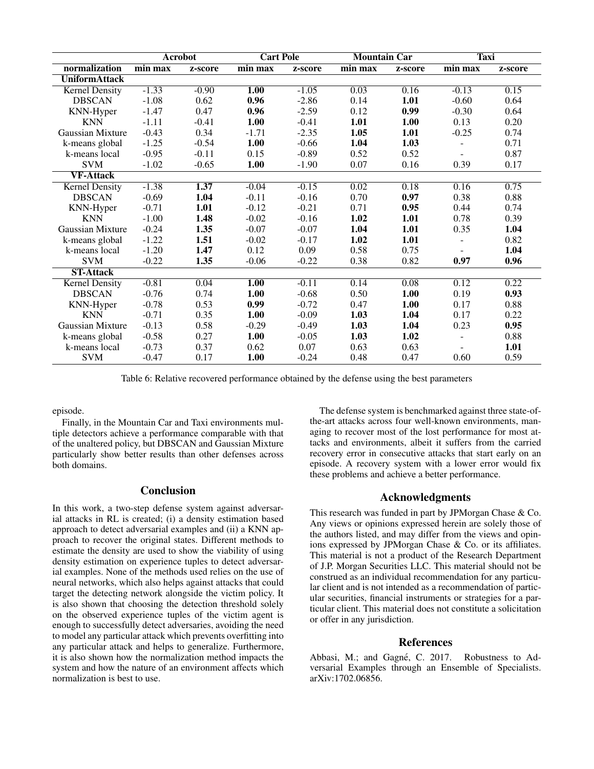| | Acrobot | | Cart Pole | | Mountain Car | | Taxi | |
|---|---|---|---|---|---|---|---|---|
| normalization | min max | z-score | min max | z-score | min max | z-score | min max | z-score |
| **UniformAttack** | | | | | | | | |
| Kernel Density | -1.33 | -0.90 | **1.00** | -1.05 | 0.03 | 0.16 | -0.13 | 0.15 |
| DBSCAN | -1.08 | 0.62 | **0.96** | -2.86 | 0.14 | **1.01** | -0.60 | 0.64 |
| KNN-Hyper | -1.47 | 0.47 | **0.96** | -2.59 | 0.12 | **0.99** | -0.30 | 0.64 |
| KNN | -1.11 | -0.41 | **1.00** | -0.41 | **1.01** | **1.00** | 0.13 | 0.20 |
| Gaussian Mixture | -0.43 | 0.34 | -1.71 | -2.35 | **1.05** | **1.01** | -0.25 | 0.74 |
| k-means global | -1.25 | -0.54 | **1.00** | -0.66 | **1.04** | **1.03** | - | 0.71 |
| k-means local | -0.95 | -0.11 | 0.15 | -0.89 | 0.52 | 0.52 | - | 0.87 |
| SVM | -1.02 | -0.65 | **1.00** | -1.90 | 0.07 | 0.16 | 0.39 | 0.17 |
| **VF-Attack** | | | | | | | | |
| Kernel Density | -1.38 | **1.37** | -0.04 | -0.15 | 0.02 | 0.18 | 0.16 | 0.75 |
| DBSCAN | -0.69 | **1.04** | -0.11 | -0.16 | 0.70 | **0.97** | 0.38 | 0.88 |
| KNN-Hyper | -0.71 | **1.01** | -0.12 | -0.21 | 0.71 | **0.95** | 0.44 | 0.74 |
| KNN | -1.00 | **1.48** | -0.02 | -0.16 | **1.02** | **1.01** | 0.78 | 0.39 |
| Gaussian Mixture | -0.24 | **1.35** | -0.07 | -0.07 | **1.04** | **1.01** | 0.35 | **1.04** |
| k-means global | -1.22 | **1.51** | -0.02 | -0.17 | **1.02** | **1.01** | - | 0.82 |
| k-means local | -1.20 | **1.47** | 0.12 | 0.09 | 0.58 | 0.75 | - | **1.04** |
| SVM | -0.22 | **1.35** | -0.06 | -0.22 | 0.38 | 0.82 | **0.97** | **0.96** |
| **ST-Attack** | | | | | | | | |
| Kernel Density | -0.81 | 0.04 | **1.00** | -0.11 | 0.14 | 0.08 | 0.12 | 0.22 |
| DBSCAN | -0.76 | 0.74 | **1.00** | -0.68 | 0.50 | **1.00** | 0.19 | **0.93** |
| KNN-Hyper | -0.78 | 0.53 | **0.99** | -0.72 | 0.47 | **1.00** | 0.17 | 0.88 |
| KNN | -0.71 | 0.35 | **1.00** | -0.09 | **1.03** | **1.04** | 0.17 | 0.22 |
| Gaussian Mixture | -0.13 | 0.58 | -0.29 | -0.49 | **1.03** | **1.04** | 0.23 | **0.95** |
| k-means global | -0.58 | 0.27 | **1.00** | -0.05 | **1.03** | **1.02** | - | 0.88 |
| k-means local | -0.73 | 0.37 | 0.62 | 0.07 | 0.63 | 0.63 | - | **1.01** |
| SVM | -0.47 | 0.17 | **1.00** | -0.24 | 0.48 | 0.47 | 0.60 | 0.59 |

Table 6: Relative recovered performance obtained by the defense using the best parameters

episode.

Finally, in the Mountain Car and Taxi environments multiple detectors achieve a performance comparable with that of the unaltered policy, but DBSCAN and Gaussian Mixture particularly show better results than other defenses across both domains.

## Conclusion

In this work, a two-step defense system against adversarial attacks in RL is created; (i) a density estimation based approach to detect adversarial examples and (ii) a KNN approach to recover the original states. Different methods to estimate the density are used to show the viability of using density estimation on experience tuples to detect adversarial examples. None of the methods used relies on the use of neural networks, which also helps against attacks that could target the detecting network alongside the victim policy. It is also shown that choosing the detection threshold solely on the observed experience tuples of the victim agent is enough to successfully detect adversaries, avoiding the need to model any particular attack which prevents overfitting into any particular attack and helps to generalize. Furthermore, it is also shown how the normalization method impacts the system and how the nature of an environment affects which normalization is best to use.

The defense system is benchmarked against three state-of-the-art attacks across four well-known environments, managing to recover most of the lost performance for most attacks and environments, albeit it suffers from the carried recovery error in consecutive attacks that start early on an episode. A recovery system with a lower error would fix these problems and achieve a better performance.

## Acknowledgments

This research was funded in part by JPMorgan Chase & Co. Any views or opinions expressed herein are solely those of the authors listed, and may differ from the views and opinions expressed by JPMorgan Chase & Co. or its affiliates. This material is not a product of the Research Department of J.P. Morgan Securities LLC. This material should not be construed as an individual recommendation for any particular client and is not intended as a recommendation of particular securities, financial instruments or strategies for a particular client. This material does not constitute a solicitation or offer in any jurisdiction.

## References

Abbasi, M.; and Gagné, C. 2017. Robustness to Adversarial Examples through an Ensemble of Specialists. arXiv:1702.06856.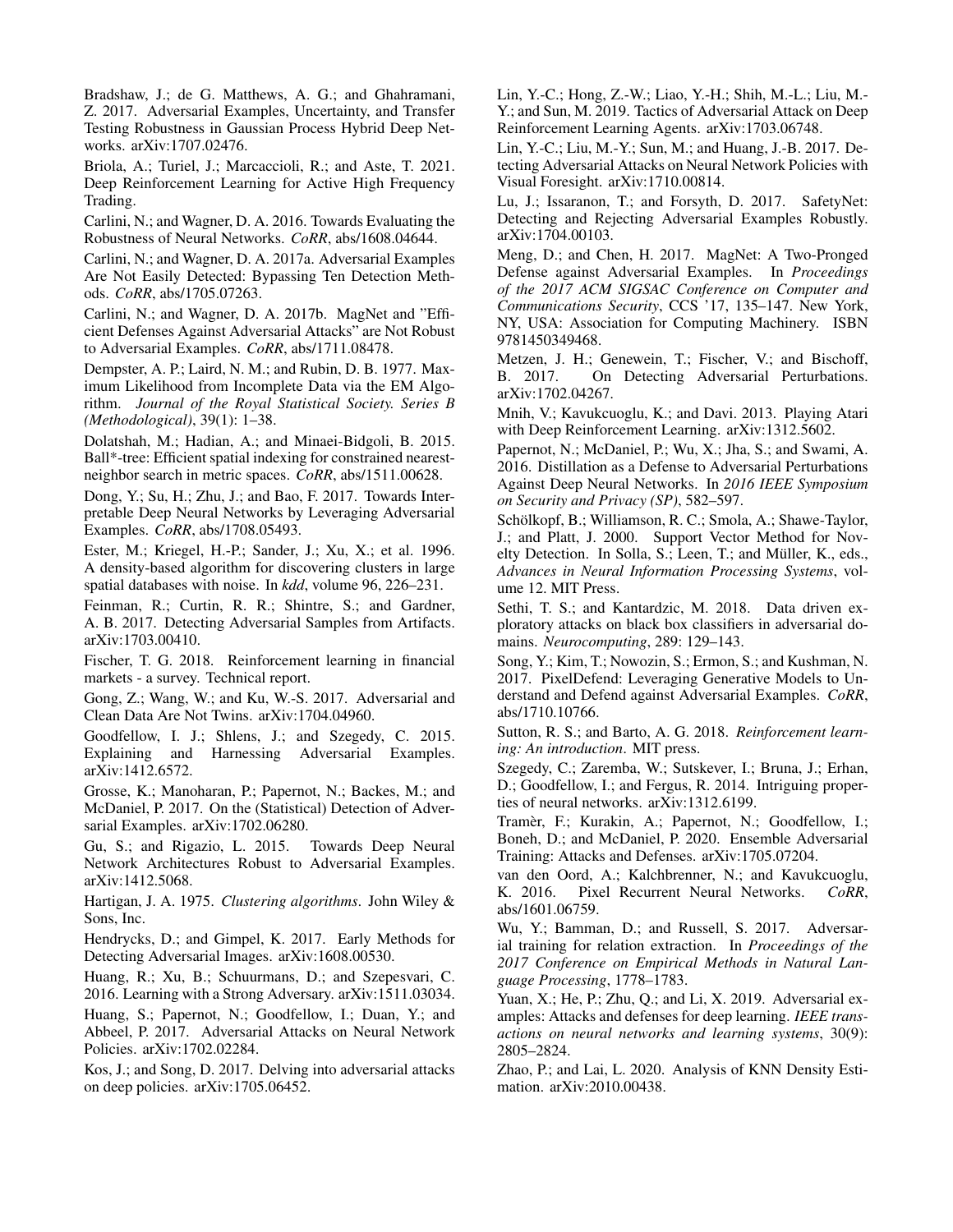Bradshaw, J.; de G. Matthews, A. G.; and Ghahramani, Z. 2017. Adversarial Examples, Uncertainty, and Transfer Testing Robustness in Gaussian Process Hybrid Deep Networks. arXiv:1707.02476.

Briola, A.; Turiel, J.; Marcaccioli, R.; and Aste, T. 2021. Deep Reinforcement Learning for Active High Frequency Trading.

Carlini, N.; and Wagner, D. A. 2016. Towards Evaluating the Robustness of Neural Networks. *CoRR*, abs/1608.04644.

Carlini, N.; and Wagner, D. A. 2017a. Adversarial Examples Are Not Easily Detected: Bypassing Ten Detection Methods. *CoRR*, abs/1705.07263.

Carlini, N.; and Wagner, D. A. 2017b. MagNet and "Efficient Defenses Against Adversarial Attacks" are Not Robust to Adversarial Examples. *CoRR*, abs/1711.08478.

Dempster, A. P.; Laird, N. M.; and Rubin, D. B. 1977. Maximum Likelihood from Incomplete Data via the EM Algorithm. *Journal of the Royal Statistical Society. Series B (Methodological)*, 39(1): 1–38.

Dolatshah, M.; Hadian, A.; and Minaei-Bidgoli, B. 2015. Ball*-tree: Efficient spatial indexing for constrained nearest-neighbor search in metric spaces. *CoRR*, abs/1511.00628.

Dong, Y.; Su, H.; Zhu, J.; and Bao, F. 2017. Towards Interpretable Deep Neural Networks by Leveraging Adversarial Examples. *CoRR*, abs/1708.05493.

Ester, M.; Kriegel, H.-P.; Sander, J.; Xu, X.; et al. 1996. A density-based algorithm for discovering clusters in large spatial databases with noise. In *kdd*, volume 96, 226–231.

Feinman, R.; Curtin, R. R.; Shintre, S.; and Gardner, A. B. 2017. Detecting Adversarial Samples from Artifacts. arXiv:1703.00410.

Fischer, T. G. 2018. Reinforcement learning in financial markets - a survey. Technical report.

Gong, Z.; Wang, W.; and Ku, W.-S. 2017. Adversarial and Clean Data Are Not Twins. arXiv:1704.04960.

Goodfellow, I. J.; Shlens, J.; and Szegedy, C. 2015. Explaining and Harnessing Adversarial Examples. arXiv:1412.6572.

Grosse, K.; Manoharan, P.; Papernot, N.; Backes, M.; and McDaniel, P. 2017. On the (Statistical) Detection of Adversarial Examples. arXiv:1702.06280.

Gu, S.; and Rigazio, L. 2015. Towards Deep Neural Network Architectures Robust to Adversarial Examples. arXiv:1412.5068.

Hartigan, J. A. 1975. *Clustering algorithms*. John Wiley & Sons, Inc.

Hendrycks, D.; and Gimpel, K. 2017. Early Methods for Detecting Adversarial Images. arXiv:1608.00530.

Huang, R.; Xu, B.; Schuurmans, D.; and Szepesvari, C. 2016. Learning with a Strong Adversary. arXiv:1511.03034.

Huang, S.; Papernot, N.; Goodfellow, I.; Duan, Y.; and Abbeel, P. 2017. Adversarial Attacks on Neural Network Policies. arXiv:1702.02284.

Kos, J.; and Song, D. 2017. Delving into adversarial attacks on deep policies. arXiv:1705.06452.

Lin, Y.-C.; Hong, Z.-W.; Liao, Y.-H.; Shih, M.-L.; Liu, M.-Y.; and Sun, M. 2019. Tactics of Adversarial Attack on Deep Reinforcement Learning Agents. arXiv:1703.06748.

Lin, Y.-C.; Liu, M.-Y.; Sun, M.; and Huang, J.-B. 2017. Detecting Adversarial Attacks on Neural Network Policies with Visual Foresight. arXiv:1710.00814.

Lu, J.; Issaranon, T.; and Forsyth, D. 2017. SafetyNet: Detecting and Rejecting Adversarial Examples Robustly. arXiv:1704.00103.

Meng, D.; and Chen, H. 2017. MagNet: A Two-Pronged Defense against Adversarial Examples. In *Proceedings of the 2017 ACM SIGSAC Conference on Computer and Communications Security*, CCS '17, 135–147. New York, NY, USA: Association for Computing Machinery. ISBN 9781450349468.

Metzen, J. H.; Genewein, T.; Fischer, V.; and Bischoff, B. 2017. On Detecting Adversarial Perturbations. arXiv:1702.04267.

Mnih, V.; Kavukcuoglu, K.; and Davi. 2013. Playing Atari with Deep Reinforcement Learning. arXiv:1312.5602.

Papernot, N.; McDaniel, P.; Wu, X.; Jha, S.; and Swami, A. 2016. Distillation as a Defense to Adversarial Perturbations Against Deep Neural Networks. In *2016 IEEE Symposium on Security and Privacy (SP)*, 582–597.

Schölkopf, B.; Williamson, R. C.; Smola, A.; Shawe-Taylor, J.; and Platt, J. 2000. Support Vector Method for Novelty Detection. In Solla, S.; Leen, T.; and Müller, K., eds., *Advances in Neural Information Processing Systems*, volume 12. MIT Press.

Sethi, T. S.; and Kantardzic, M. 2018. Data driven exploratory attacks on black box classifiers in adversarial domains. *Neurocomputing*, 289: 129–143.

Song, Y.; Kim, T.; Nowozin, S.; Ermon, S.; and Kushman, N. 2017. PixelDefend: Leveraging Generative Models to Understand and Defend against Adversarial Examples. *CoRR*, abs/1710.10766.

Sutton, R. S.; and Barto, A. G. 2018. *Reinforcement learning: An introduction*. MIT press.

Szegedy, C.; Zaremba, W.; Sutskever, I.; Bruna, J.; Erhan, D.; Goodfellow, I.; and Fergus, R. 2014. Intriguing properties of neural networks. arXiv:1312.6199.

Tramèr, F.; Kurakin, A.; Papernot, N.; Goodfellow, I.; Boneh, D.; and McDaniel, P. 2020. Ensemble Adversarial Training: Attacks and Defenses. arXiv:1705.07204.

van den Oord, A.; Kalchbrenner, N.; and Kavukcuoglu, K. 2016. Pixel Recurrent Neural Networks. *CoRR*, abs/1601.06759.

Wu, Y.; Bamman, D.; and Russell, S. 2017. Adversarial training for relation extraction. In *Proceedings of the 2017 Conference on Empirical Methods in Natural Language Processing*, 1778–1783.

Yuan, X.; He, P.; Zhu, Q.; and Li, X. 2019. Adversarial examples: Attacks and defenses for deep learning. *IEEE transactions on neural networks and learning systems*, 30(9): 2805–2824.

Zhao, P.; and Lai, L. 2020. Analysis of KNN Density Estimation. arXiv:2010.00438.